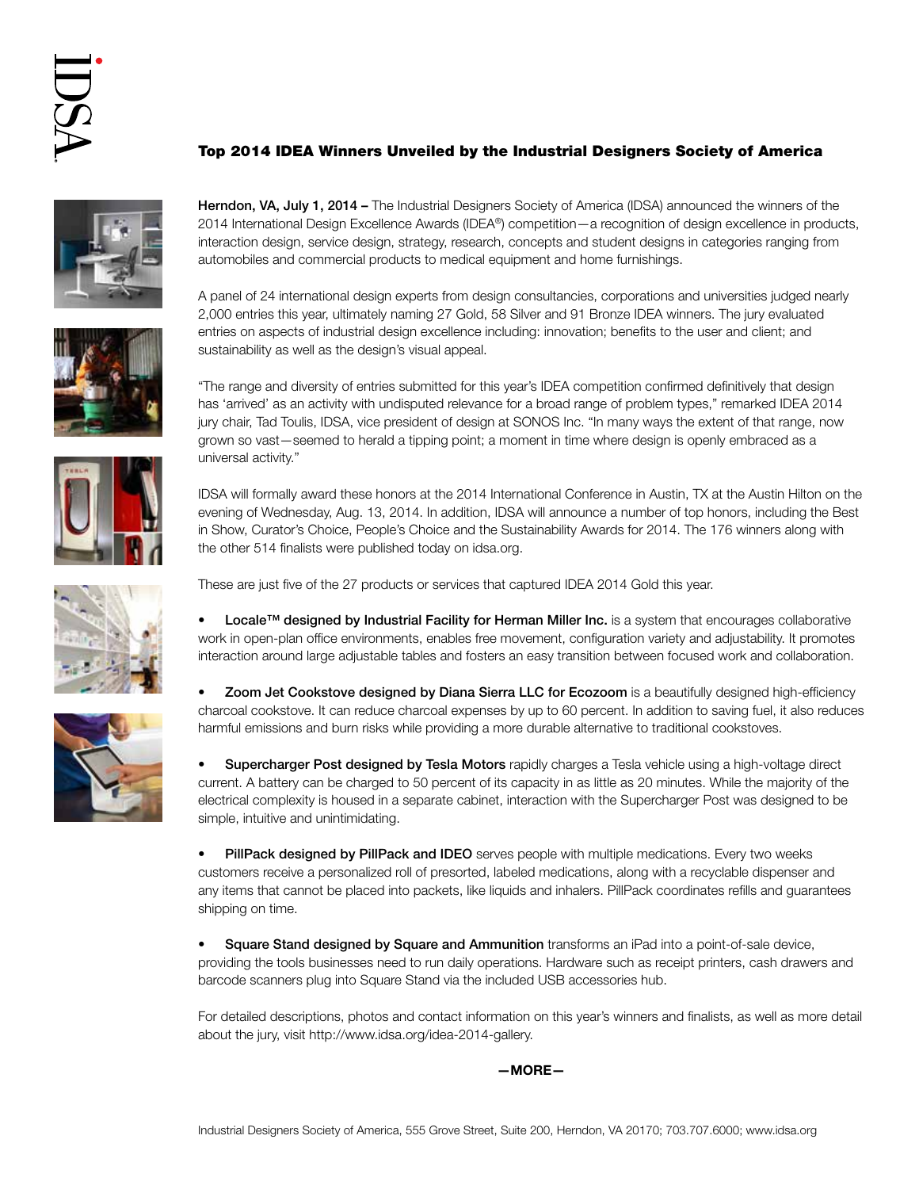# Top 2014 IDEA Winners Unveiled by the Industrial Designers Society of America

**Herndon, VA, July 1, 2014 –** The Industrial Designers Society of America (IDSA) announced the winners of the 2014 International Design Excellence Awards (IDEA®) competition—a recognition of design excellence in products, interaction design, service design, strategy, research, concepts and student designs in categories ranging from automobiles and commercial products to medical equipment and home furnishings.

A panel of 24 international design experts from design consultancies, corporations and universities judged nearly 2,000 entries this year, ultimately naming 27 Gold, 58 Silver and 91 Bronze IDEA winners. The jury evaluated entries on aspects of industrial design excellence including: innovation; benefits to the user and client; and sustainability as well as the design's visual appeal.

"The range and diversity of entries submitted for this year's IDEA competition confirmed definitively that design has 'arrived' as an activity with undisputed relevance for a broad range of problem types," remarked IDEA 2014 jury chair, Tad Toulis, IDSA, vice president of design at SONOS Inc. "In many ways the extent of that range, now grown so vast—seemed to herald a tipping point; a moment in time where design is openly embraced as a universal activity."

IDSA will formally award these honors at the 2014 International Conference in Austin, TX at the Austin Hilton on the evening of Wednesday, Aug. 13, 2014. In addition, IDSA will announce a number of top honors, including the Best in Show, Curator's Choice, People's Choice and the Sustainability Awards for 2014. The 176 winners along with the other 514 finalists were published today on idsa.org.

These are just five of the 27 products or services that captured IDEA 2014 Gold this year.

- **Locale™ designed by Industrial Facility for Herman Miller Inc.** is a system that encourages collaborative work in open-plan office environments, enables free movement, configuration variety and adjustability. It promotes interaction around large adjustable tables and fosters an easy transition between focused work and collaboration.

- **Zoom Jet Cookstove designed by Diana Sierra LLC for Ecozoom** is a beautifully designed high-efficiency charcoal cookstove. It can reduce charcoal expenses by up to 60 percent. In addition to saving fuel, it also reduces harmful emissions and burn risks while providing a more durable alternative to traditional cookstoves.

- **Supercharger Post designed by Tesla Motors** rapidly charges a Tesla vehicle using a high-voltage direct current. A battery can be charged to 50 percent of its capacity in as little as 20 minutes. While the majority of the electrical complexity is housed in a separate cabinet, interaction with the Supercharger Post was designed to be simple, intuitive and unintimidating.

- **PillPack designed by PillPack and IDEO** serves people with multiple medications. Every two weeks customers receive a personalized roll of presorted, labeled medications, along with a recyclable dispenser and any items that cannot be placed into packets, like liquids and inhalers. PillPack coordinates refills and guarantees shipping on time.

- **Square Stand designed by Square and Ammunition** transforms an iPad into a point-of-sale device, providing the tools businesses need to run daily operations. Hardware such as receipt printers, cash drawers and barcode scanners plug into Square Stand via the included USB accessories hub.

For detailed descriptions, photos and contact information on this year's winners and finalists, as well as more detail about the jury, visit http://www.idsa.org/idea-2014-gallery.

**—MORE—**

Industrial Designers Society of America, 555 Grove Street, Suite 200, Herndon, VA 20170; 703.707.6000; www.idsa.org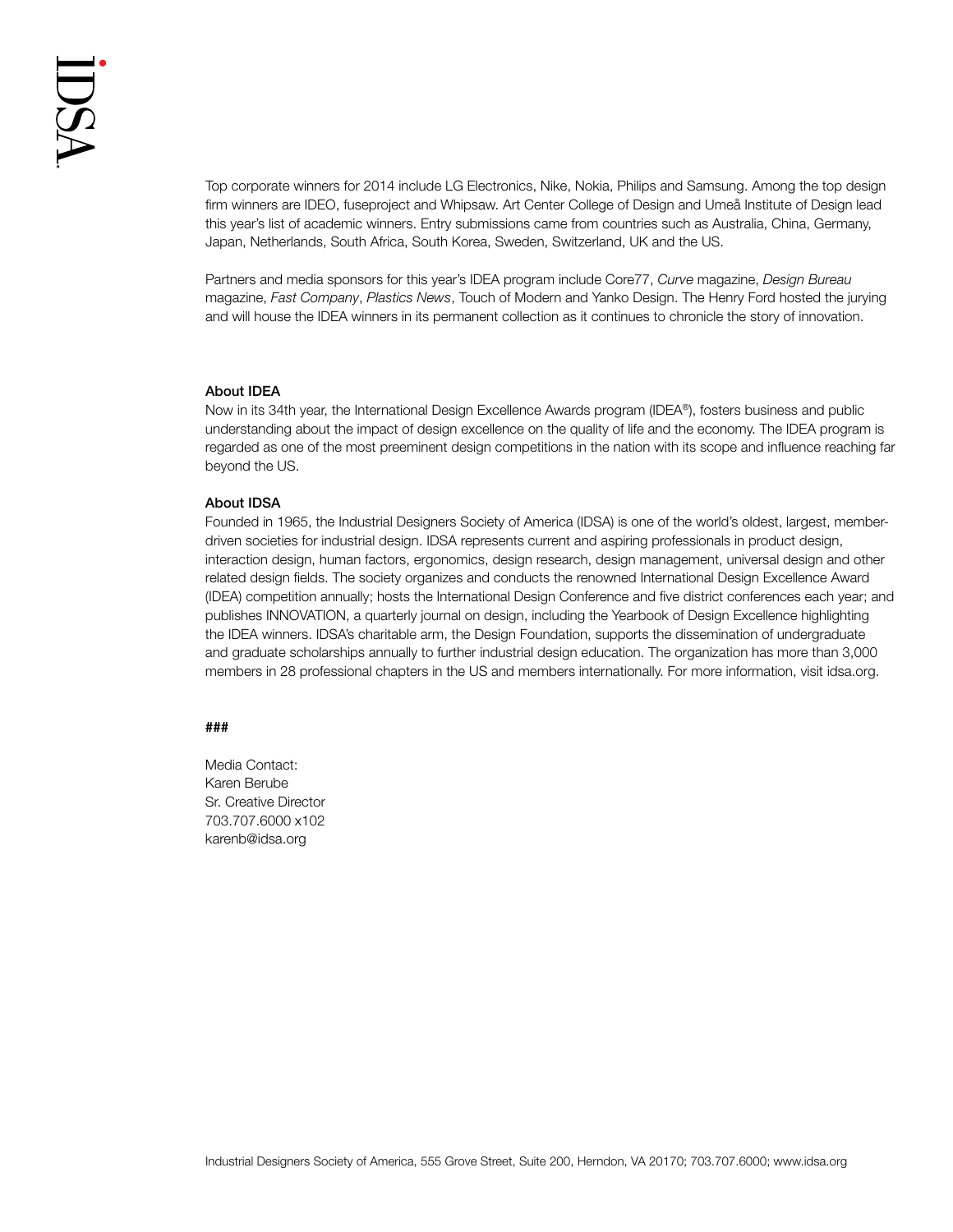Top corporate winners for 2014 include LG Electronics, Nike, Nokia, Philips and Samsung. Among the top design firm winners are IDEO, fuseproject and Whipsaw. Art Center College of Design and Umeå Institute of Design lead this year's list of academic winners. Entry submissions came from countries such as Australia, China, Germany, Japan, Netherlands, South Africa, South Korea, Sweden, Switzerland, UK and the US.

Partners and media sponsors for this year's IDEA program include Core77, *Curve* magazine, *Design Bureau* magazine, *Fast Company*, *Plastics News*, Touch of Modern and Yanko Design. The Henry Ford hosted the jurying and will house the IDEA winners in its permanent collection as it continues to chronicle the story of innovation.

**About IDEA**

Now in its 34th year, the International Design Excellence Awards program (IDEA®), fosters business and public understanding about the impact of design excellence on the quality of life and the economy. The IDEA program is regarded as one of the most preeminent design competitions in the nation with its scope and influence reaching far beyond the US.

**About IDSA**

Founded in 1965, the Industrial Designers Society of America (IDSA) is one of the world's oldest, largest, member-driven societies for industrial design. IDSA represents current and aspiring professionals in product design, interaction design, human factors, ergonomics, design research, design management, universal design and other related design fields. The society organizes and conducts the renowned International Design Excellence Award (IDEA) competition annually; hosts the International Design Conference and five district conferences each year; and publishes INNOVATION, a quarterly journal on design, including the Yearbook of Design Excellence highlighting the IDEA winners. IDSA's charitable arm, the Design Foundation, supports the dissemination of undergraduate and graduate scholarships annually to further industrial design education. The organization has more than 3,000 members in 28 professional chapters in the US and members internationally. For more information, visit idsa.org.

**###**

Media Contact:
Karen Berube
Sr. Creative Director
703.707.6000 x102
karenb@idsa.org

Industrial Designers Society of America, 555 Grove Street, Suite 200, Herndon, VA 20170; 703.707.6000; www.idsa.org